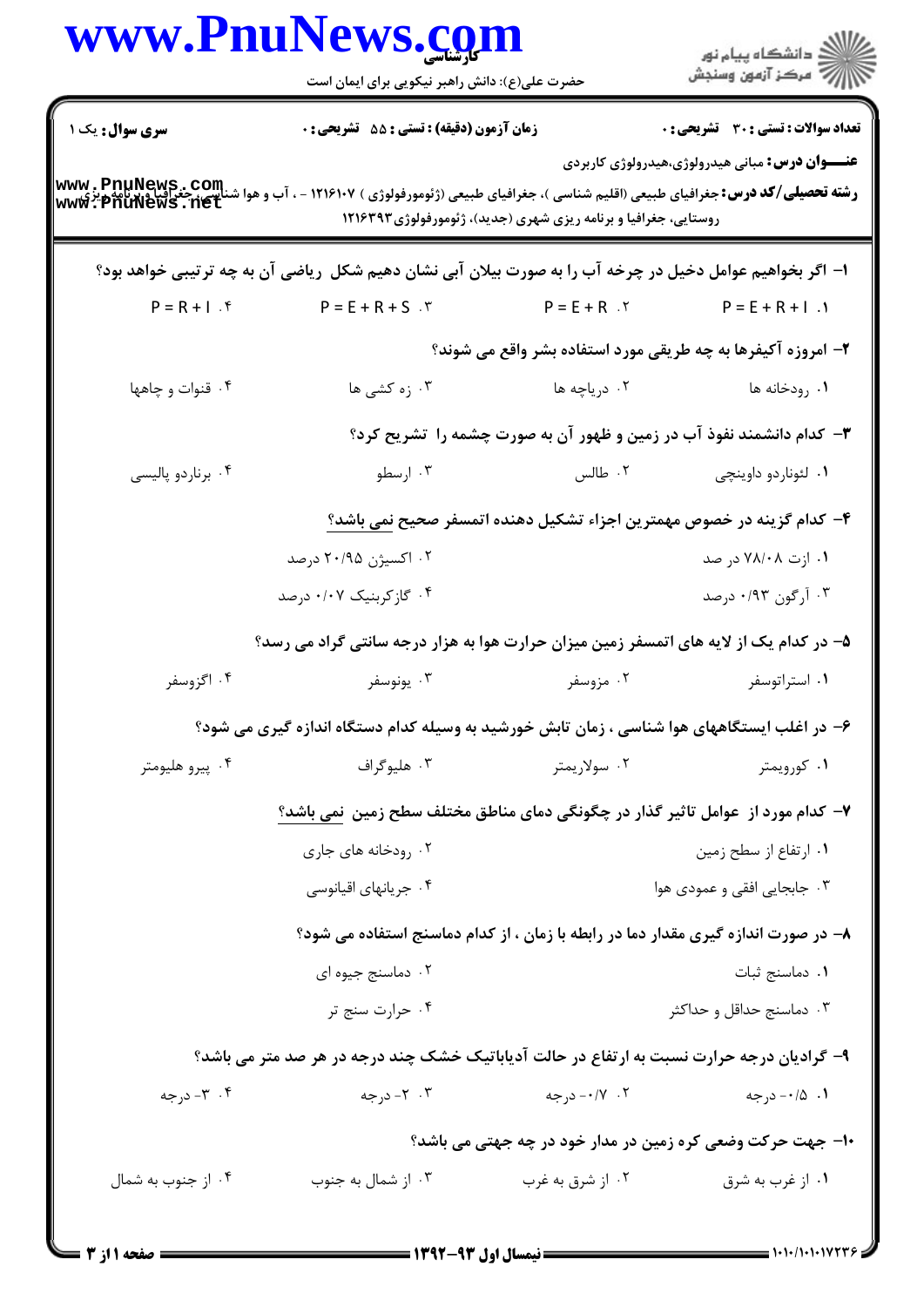**کارشناسی**

حضرت علی(ع): دانش راهبر نیکویی برای ایمان است

دانشگاه پیام نور
مرکز آزمون وسنجش

**سری سوال:** یک ۱ | **زمان آزمون (دقیقه) : تستی : ۵۵ تشریحی : ۰** | **تعداد سوالات : تستی : ۳۰ تشریحی : ۰**

**عنـــوان درس:** مبانی هیدرولوژی،هیدرولوژی کاربردی

**رشته تحصیلی/کد درس:** جغرافیای طبیعی (اقلیم شناسی )، جغرافیای طبیعی (ژئومورفولوژی ) ۱۲۱۶۱۰۷ - ، آب و هوا شناسی، جغرافیا و برنامه ریزی روستایی، جغرافیا و برنامه ریزی شهری (جدید)، ژئومورفولوژی ۱۲۱۶۳۹۳

۱- اگر بخواهیم عوامل دخیل در چرخه آب را به صورت بیلان آبی نشان دهیم شکل ریاضی آن به چه ترتیبی خواهد بود؟

۱. $P = E + R + I$
۲. $P = E + R$
۳. $P = E + R + S$
۴. $P = R + I$

۲- امروزه آکیفرها به چه طریقی مورد استفاده بشر واقع می شوند؟

۱. رودخانه ها
۲. دریاچه ها
۳. زه کشی ها
۴. قنوات و چاهها

۳- کدام دانشمند نفوذ آب در زمین و ظهور آن به صورت چشمه را تشریح کرد؟

۱. لئوناردو داوینچی
۲. طالس
۳. ارسطو
۴. برناردو پالیسی

۴- کدام گزینه در خصوص مهمترین اجزاء تشکیل دهنده اتمسفر صحیح نمی باشد؟

۱. ازت ۷۸/۰۸ در صد
۲. اکسیژن ۲۰/۹۵ درصد
۳. آرگون ۰/۹۳ درصد
۴. گازکربنیک ۰/۰۷ درصد

۵- در کدام یک از لایه های اتمسفر زمین میزان حرارت هوا به هزار درجه سانتی گراد می رسد؟

۱. استراتوسفر
۲. مزوسفر
۳. یونوسفر
۴. اگزوسفر

۶- در اغلب ایستگاههای هوا شناسی ، زمان تابش خورشید به وسیله کدام دستگاه اندازه گیری می شود؟

۱. کورویمتر
۲. سولاریمتر
۳. هلیوگراف
۴. پیرو هلیومتر

۷- کدام مورد از عوامل تاثیر گذار در چگونگی دمای مناطق مختلف سطح زمین نمی باشد؟

۱. ارتفاع از سطح زمین
۲. رودخانه های جاری
۳. جابجایی افقی و عمودی هوا
۴. جریانهای اقیانوسی

۸- در صورت اندازه گیری مقدار دما در رابطه با زمان ، از کدام دماسنج استفاده می شود؟

۱. دماسنج ثبات
۲. دماسنج جیوه ای
۳. دماسنج حداقل و حداکثر
۴. حرارت سنج تر

۹- گرادیان درجه حرارت نسبت به ارتفاع در حالت آدیاباتیک خشک چند درجه در هر صد متر می باشد؟

۱. ۰/۵- درجه
۲. ۰/۷- درجه
۳. ۲- درجه
۴. ۳- درجه

۱۰- جهت حرکت وضعی کره زمین در مدار خود در چه جهتی می باشد؟

۱. از غرب به شرق
۲. از شرق به غرب
۳. از شمال به جنوب
۴. از جنوب به شمال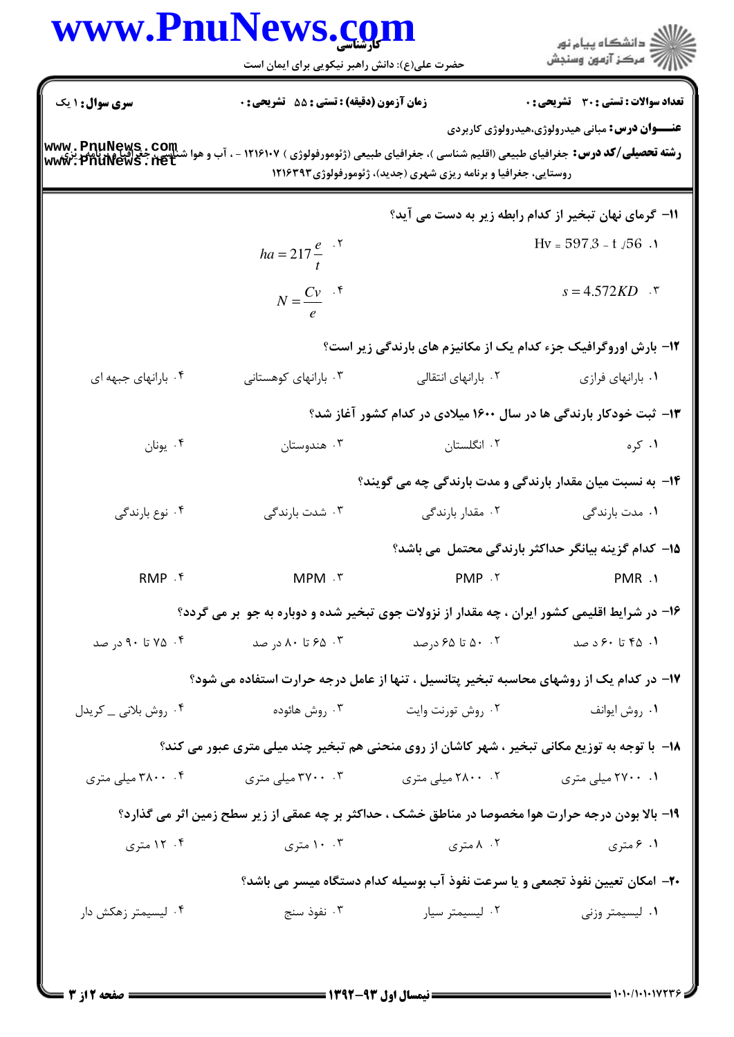**سری سوال:** ۱ یک | **زمان آزمون (دقیقه) : تستی :** ۵۵ **تشریحی :** ۰ | **تعداد سوالات : تستی :** ۳۰ **تشریحی :** ۰

**عنـــوان درس:** مبانی هیدرولوژی،هیدرولوژی کاربردی

**رشته تحصیلی/کد درس:** جغرافیای طبیعی (اقلیم شناسی )، جغرافیای طبیعی (ژئومورفولوژی ) ۱۲۱۶۱۰۷ - ، آب و هوا شناسی، جغرافیا و برنامه ریزی روستایی، جغرافیا و برنامه ریزی شهری (جدید)، ژئومورفولوژی۱۲۱۶۳۹۳

۱۱- گرمای نهان تبخیر از کدام رابطه زیر به دست می آید؟

۱. $Hv = 597.3 - t/56$

۲. $ha = 217\frac{e}{t}$

۳. $s = 4.572KD$

۴. $N = \frac{Cv}{e}$

۱۲- بارش اوروگرافیک جزء کدام یک از مکانیزم های بارندگی زیر است؟

۱. بارانهای فرازی
۲. بارانهای انتقالی
۳. بارانهای کوهستانی
۴. بارانهای جبهه ای

۱۳- ثبت خودکار بارندگی ها در سال ۱۶۰۰ میلادی در کدام کشور آغاز شد؟

۱. کره
۲. انگلستان
۳. هندوستان
۴. یونان

۱۴- به نسبت میان مقدار بارندگی و مدت بارندگی چه می گویند؟

۱. مدت بارندگی
۲. مقدار بارندگی
۳. شدت بارندگی
۴. نوع بارندگی

۱۵- کدام گزینه بیانگر حداکثر بارندگی محتمل می باشد؟

۱. PMR
۲. PMP
۳. MPM
۴. RMP

۱۶- در شرایط اقلیمی کشور ایران ، چه مقدار از نزولات جوی تبخیر شده و دوباره به جو بر می گردد؟

۱. ۴۵ تا ۶۰ در صد
۲. ۵۰ تا ۶۵ درصد
۳. ۶۵ تا ۸۰ در صد
۴. ۷۵ تا ۹۰ در صد

۱۷- در کدام یک از روشهای محاسبه تبخیر پتانسیل ، تنها از عامل درجه حرارت استفاده می شود؟

۱. روش ایوانف
۲. روش تورنت وایت
۳. روش هائوده
۴. روش بلانی ــ کریدل

۱۸- با توجه به توزیع مکانی تبخیر ، شهر کاشان از روی منحنی هم تبخیر چند میلی متری عبور می کند؟

۱. ۲۷۰۰ میلی متری
۲. ۲۸۰۰ میلی متری
۳. ۳۷۰۰ میلی متری
۴. ۳۸۰۰ میلی متری

۱۹- بالا بودن درجه حرارت هوا مخصوصا در مناطق خشک ، حداکثر بر چه عمقی از زیر سطح زمین اثر می گذارد؟

۱. ۶ متری
۲. ۸ متری
۳. ۱۰ متری
۴. ۱۲ متری

۲۰- امکان تعیین نفوذ تجمعی و یا سرعت نفوذ آب بوسیله کدام دستگاه میسر می باشد؟

۱. لیسیمتر وزنی
۲. لیسیمتر سیار
۳. نفوذ سنج
۴. لیسیمتر زهکش دار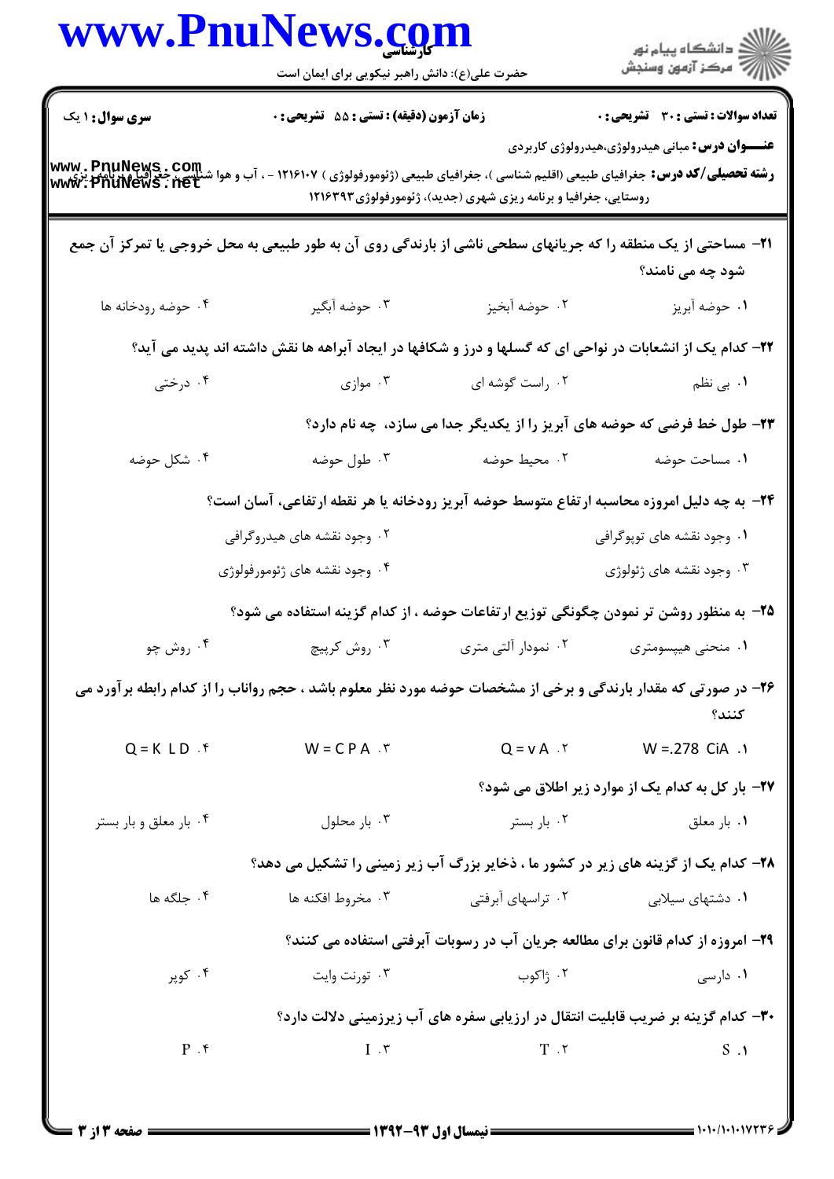**سری سوال:** ۱ یک

**زمان آزمون (دقیقه) : تستی : ۵۵ تشریحی : ۰**

**تعداد سوالات : تستی : ۳۰ تشریحی : ۰**

**عنـــوان درس:** مبانی هیدرولوژی،هیدرولوژی کاربردی

**رشته تحصیلی/کد درس:** جغرافیای طبیعی (اقلیم شناسی )، جغرافیای طبیعی (ژئومرفولوژی ) ۱۲۱۶۱۰۷ - ، آب و هوا شناسی، جغرافیا و برنامه ریزی روستایی، جغرافیا و برنامه ریزی شهری (جدید)، ژئومورفولوژی ۱۲۱۶۳۹۳

۲۱- مساحتی از یک منطقه را که جریانهای سطحی ناشی از بارندگی روی آن به طور طبیعی به محل خروجی یا تمرکز آن جمع شود چه می نامند؟

۱. حوضه آبریز ۲. حوضه آبخیز ۳. حوضه آبگیر ۴. حوضه رودخانه ها

۲۲- کدام یک از انشعابات در نواحی ای که گسلها و درز و شکافها در ایجاد آبراهه ها نقش داشته اند پدید می آید؟

۱. بی نظم ۲. راست گوشه ای ۳. موازی ۴. درختی

۲۳- طول خط فرضی که حوضه های آبریز را از یکدیگر جدا می سازد، چه نام دارد؟

۱. مساحت حوضه ۲. محیط حوضه ۳. طول حوضه ۴. شکل حوضه

۲۴- به چه دلیل امروزه محاسبه ارتفاع متوسط حوضه آبریز رودخانه یا هر نقطه ارتفاعی، آسان است؟

۱. وجود نقشه های توپوگرافی ۲. وجود نقشه های هیدروگرافی

۳. وجود نقشه های ژئولوژی ۴. وجود نقشه های ژئومورفولوژی

۲۵- به منظور روشن تر نمودن چگونگی توزیع ارتفاعات حوضه ، از کدام گزینه استفاده می شود؟

۱. منحنی هیپسومتری ۲. نمودار آلتی متری ۳. روش کرپیچ ۴. روش چو

۲۶- در صورتی که مقدار بارندگی و برخی از مشخصات حوضه مورد نظر معلوم باشد ، حجم رواناب را از کدام رابطه برآورد می کنند؟

۱. $W = .278 \ CiA$ ۲. $Q = v A$ ۳. $W = C P A$ ۴. $Q = K \ L D$

۲۷- بار کل به کدام یک از موارد زیر اطلاق می شود؟

۱. بار معلق ۲. بار بستر ۳. بار محلول ۴. بار معلق و بار بستر

۲۸- کدام یک از گزینه های زیر در کشور ما ، ذخایر بزرگ آب زیر زمینی را تشکیل می دهد؟

۱. دشتهای سیلابی ۲. تراسهای آبرفتی ۳. مخروط افکنه ها ۴. جلگه ها

۲۹- امروزه از کدام قانون برای مطالعه جریان آب در رسوبات آبرفتی استفاده می کنند؟

۱. دارسی ۲. ژاکوب ۳. تورنت وایت ۴. کوپر

۳۰- کدام گزینه بر ضریب قابلیت انتقال در ارزیابی سفره های آب زیرزمینی دلالت دارد؟

۱. S ۲. T ۳. I ۴. P